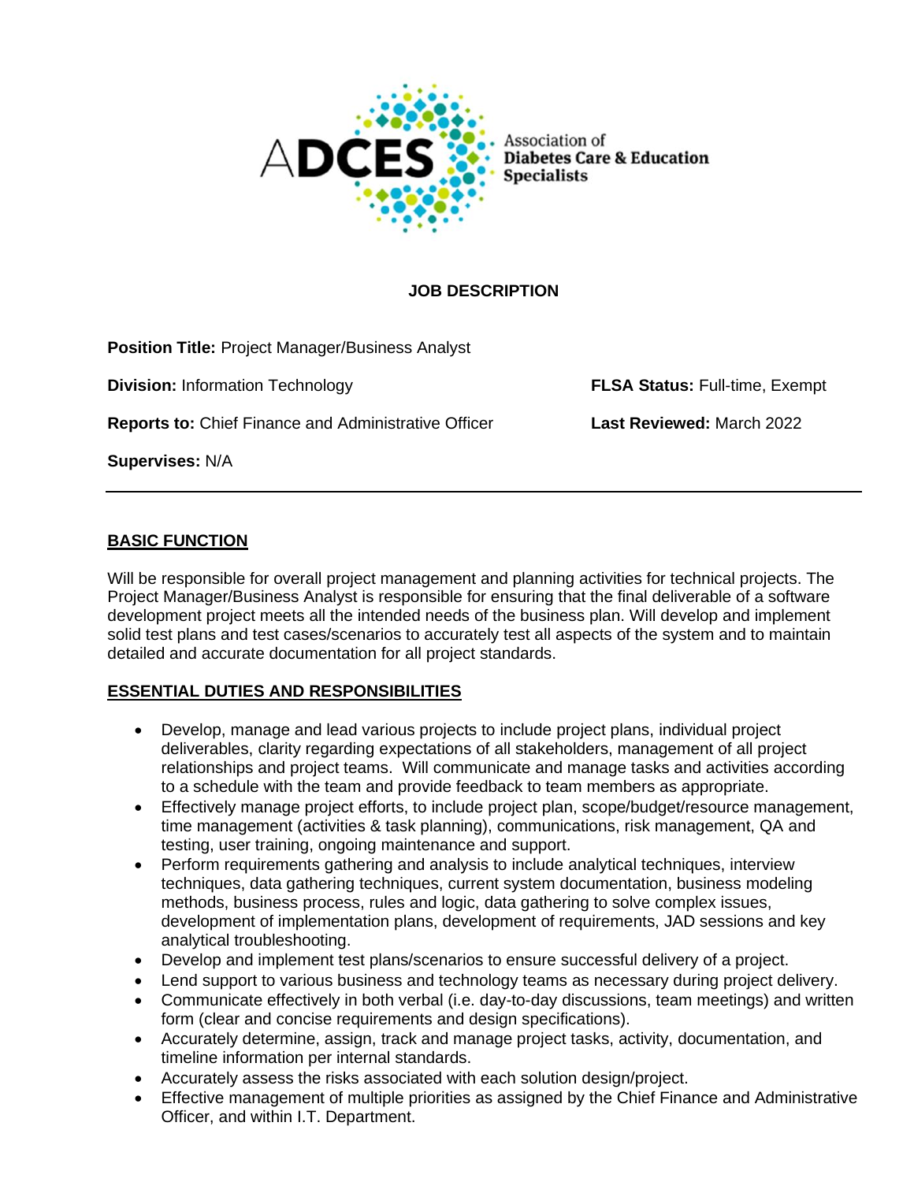ADCES Association of Diabetes Care & Education Specialists

# JOB DESCRIPTION

**Position Title:** Project Manager/Business Analyst

**Division:** Information Technology

**FLSA Status:** Full-time, Exempt

**Reports to:** Chief Finance and Administrative Officer

**Last Reviewed:** March 2022

**Supervises:** N/A

---

## BASIC FUNCTION

Will be responsible for overall project management and planning activities for technical projects. The Project Manager/Business Analyst is responsible for ensuring that the final deliverable of a software development project meets all the intended needs of the business plan. Will develop and implement solid test plans and test cases/scenarios to accurately test all aspects of the system and to maintain detailed and accurate documentation for all project standards.

## ESSENTIAL DUTIES AND RESPONSIBILITIES

- Develop, manage and lead various projects to include project plans, individual project deliverables, clarity regarding expectations of all stakeholders, management of all project relationships and project teams. Will communicate and manage tasks and activities according to a schedule with the team and provide feedback to team members as appropriate.
- Effectively manage project efforts, to include project plan, scope/budget/resource management, time management (activities & task planning), communications, risk management, QA and testing, user training, ongoing maintenance and support.
- Perform requirements gathering and analysis to include analytical techniques, interview techniques, data gathering techniques, current system documentation, business modeling methods, business process, rules and logic, data gathering to solve complex issues, development of implementation plans, development of requirements, JAD sessions and key analytical troubleshooting.
- Develop and implement test plans/scenarios to ensure successful delivery of a project.
- Lend support to various business and technology teams as necessary during project delivery.
- Communicate effectively in both verbal (i.e. day-to-day discussions, team meetings) and written form (clear and concise requirements and design specifications).
- Accurately determine, assign, track and manage project tasks, activity, documentation, and timeline information per internal standards.
- Accurately assess the risks associated with each solution design/project.
- Effective management of multiple priorities as assigned by the Chief Finance and Administrative Officer, and within I.T. Department.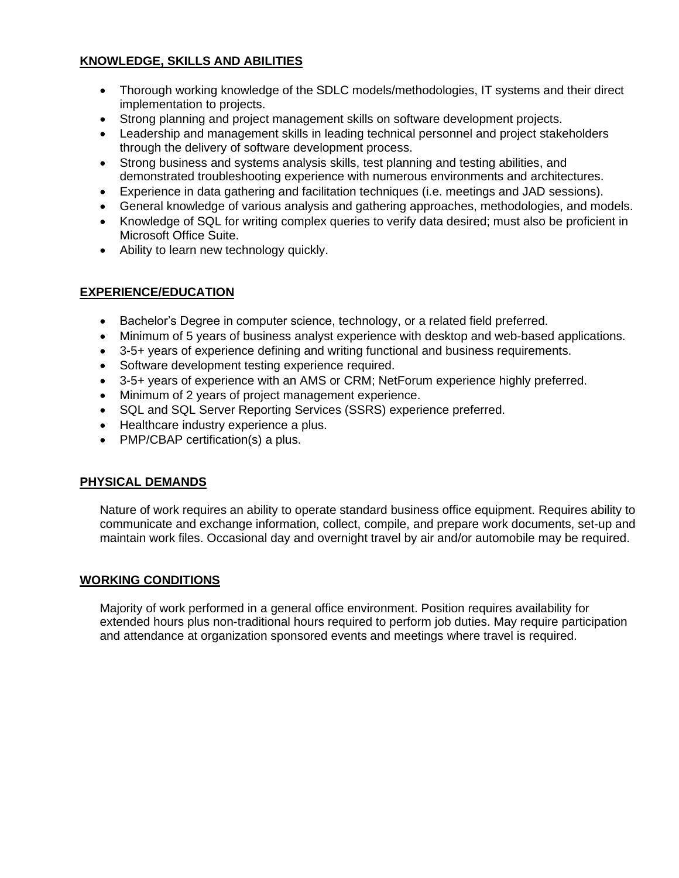## KNOWLEDGE, SKILLS AND ABILITIES

- Thorough working knowledge of the SDLC models/methodologies, IT systems and their direct implementation to projects.
- Strong planning and project management skills on software development projects.
- Leadership and management skills in leading technical personnel and project stakeholders through the delivery of software development process.
- Strong business and systems analysis skills, test planning and testing abilities, and demonstrated troubleshooting experience with numerous environments and architectures.
- Experience in data gathering and facilitation techniques (i.e. meetings and JAD sessions).
- General knowledge of various analysis and gathering approaches, methodologies, and models.
- Knowledge of SQL for writing complex queries to verify data desired; must also be proficient in Microsoft Office Suite.
- Ability to learn new technology quickly.

## EXPERIENCE/EDUCATION

- Bachelor's Degree in computer science, technology, or a related field preferred.
- Minimum of 5 years of business analyst experience with desktop and web-based applications.
- 3-5+ years of experience defining and writing functional and business requirements.
- Software development testing experience required.
- 3-5+ years of experience with an AMS or CRM; NetForum experience highly preferred.
- Minimum of 2 years of project management experience.
- SQL and SQL Server Reporting Services (SSRS) experience preferred.
- Healthcare industry experience a plus.
- PMP/CBAP certification(s) a plus.

## PHYSICAL DEMANDS

Nature of work requires an ability to operate standard business office equipment. Requires ability to communicate and exchange information, collect, compile, and prepare work documents, set-up and maintain work files. Occasional day and overnight travel by air and/or automobile may be required.

## WORKING CONDITIONS

Majority of work performed in a general office environment. Position requires availability for extended hours plus non-traditional hours required to perform job duties. May require participation and attendance at organization sponsored events and meetings where travel is required.